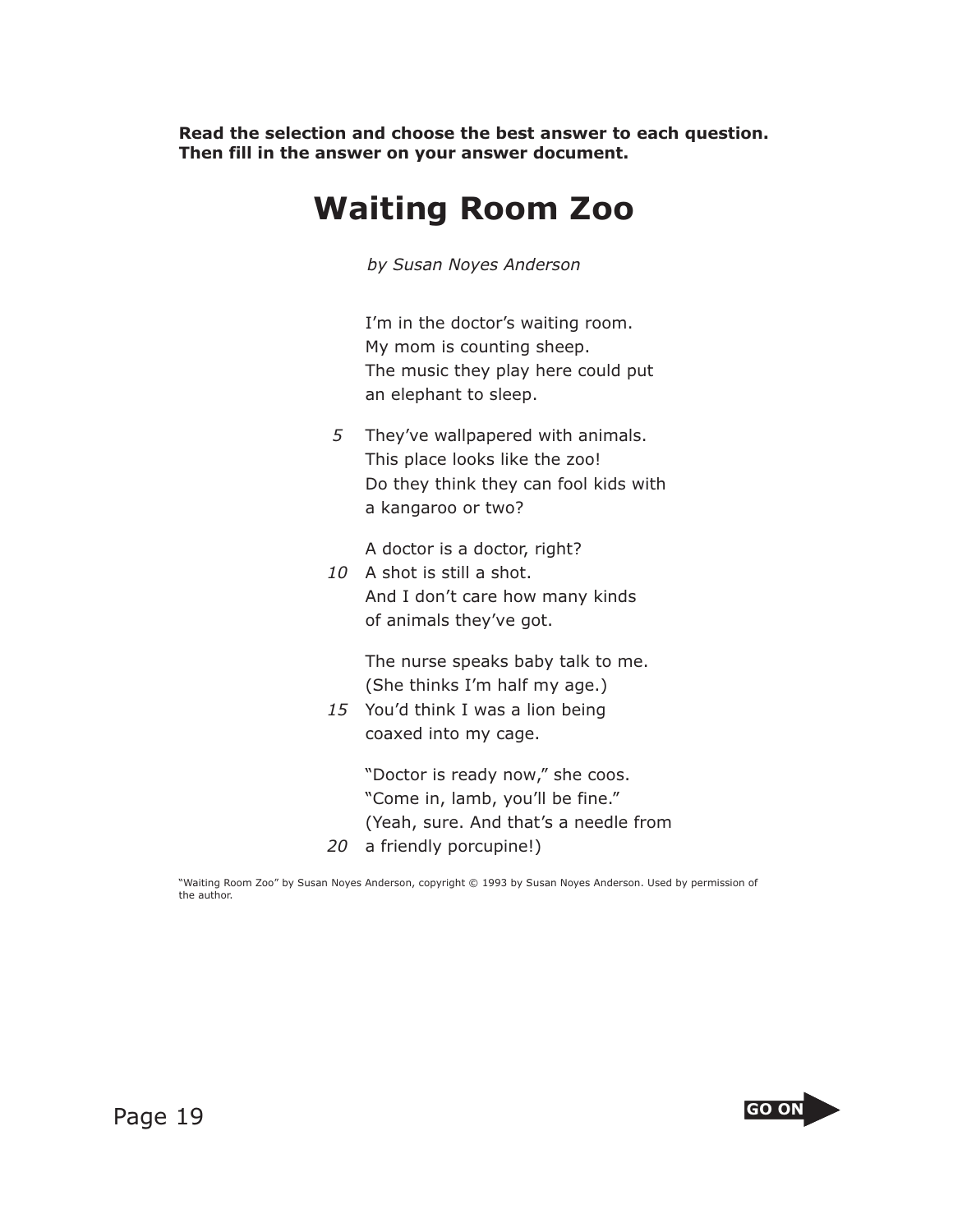**Read the selection and choose the best answer to each question. Then fill in the answer on your answer document.**

# Waiting Room Zoo

*by Susan Noyes Anderson*

I'm in the doctor's waiting room.
My mom is counting sheep.
The music they play here could put
an elephant to sleep.

5 They've wallpapered with animals.
This place looks like the zoo!
Do they think they can fool kids with
a kangaroo or two?

A doctor is a doctor, right?
10 A shot is still a shot.
And I don't care how many kinds
of animals they've got.

The nurse speaks baby talk to me.
(She thinks I'm half my age.)
15 You'd think I was a lion being
coaxed into my cage.

"Doctor is ready now," she coos.
"Come in, lamb, you'll be fine."
(Yeah, sure. And that's a needle from
20 a friendly porcupine!)

"Waiting Room Zoo" by Susan Noyes Anderson, copyright © 1993 by Susan Noyes Anderson. Used by permission of the author.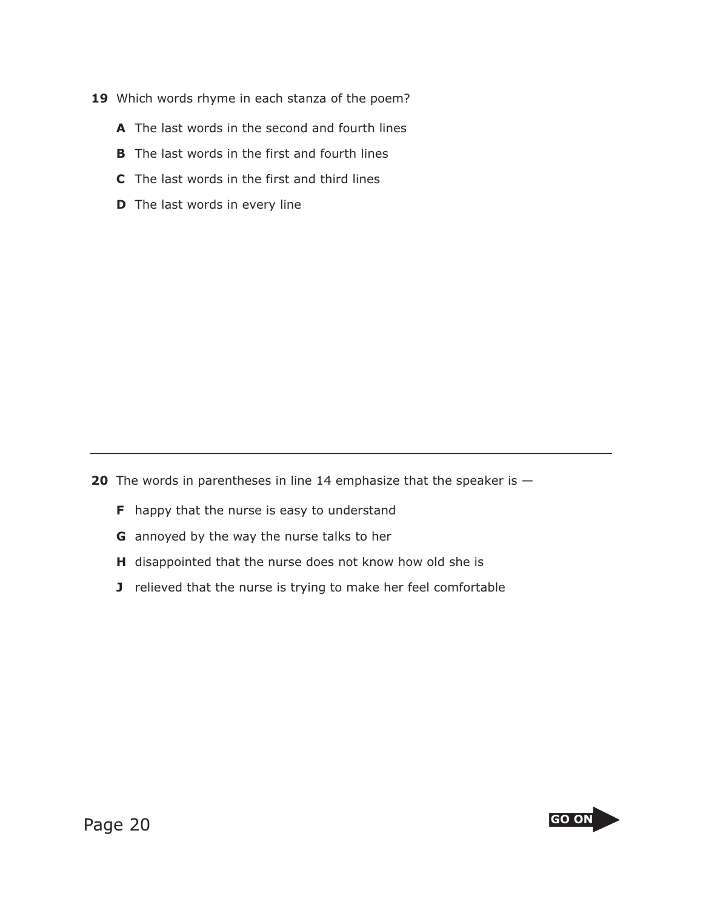**19** Which words rhyme in each stanza of the poem?

**A** The last words in the second and fourth lines

**B** The last words in the first and fourth lines

**C** The last words in the first and third lines

**D** The last words in every line

---

**20** The words in parentheses in line 14 emphasize that the speaker is —

**F** happy that the nurse is easy to understand

**G** annoyed by the way the nurse talks to her

**H** disappointed that the nurse does not know how old she is

**J** relieved that the nurse is trying to make her feel comfortable

GO ON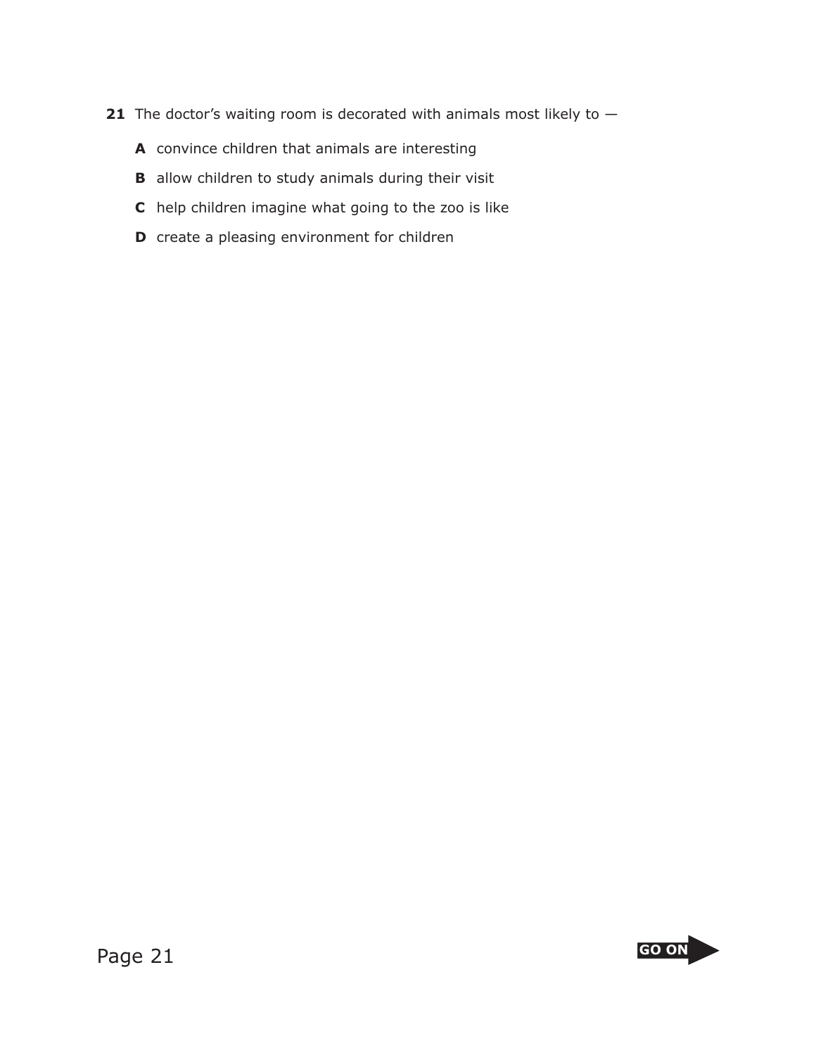**21** The doctor's waiting room is decorated with animals most likely to —

**A** convince children that animals are interesting

**B** allow children to study animals during their visit

**C** help children imagine what going to the zoo is like

**D** create a pleasing environment for children

GO ON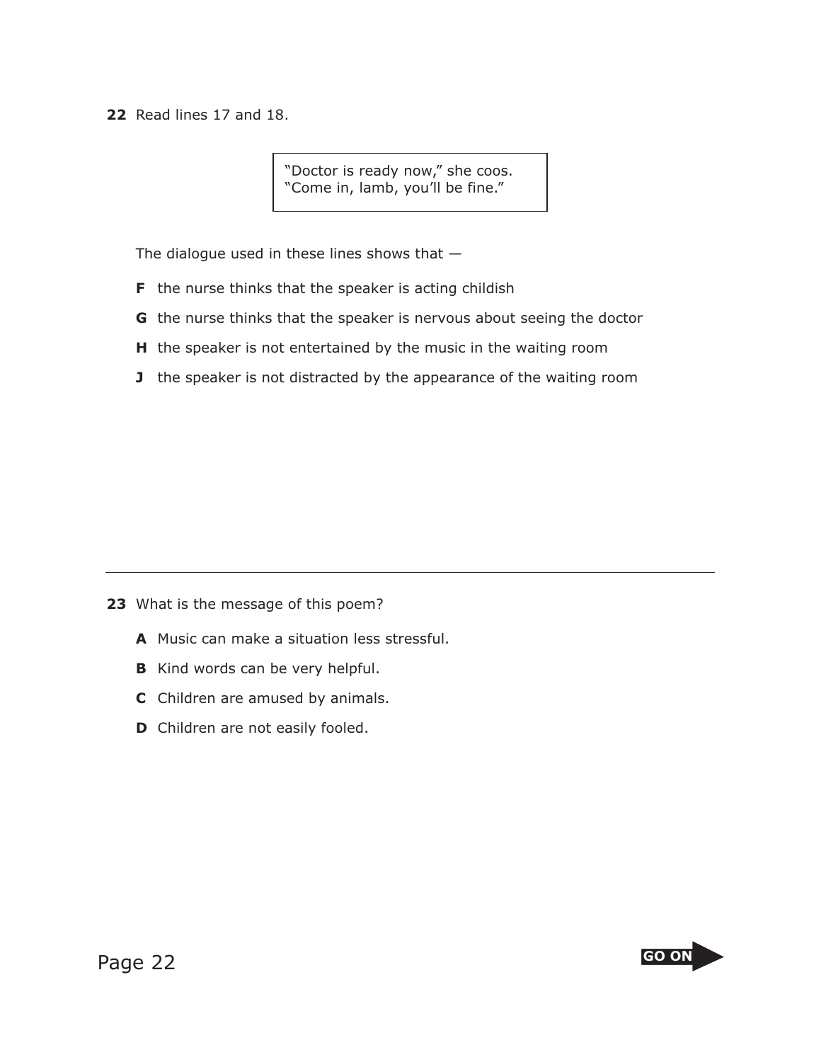**22** Read lines 17 and 18.

> "Doctor is ready now," she coos.
> "Come in, lamb, you'll be fine."

The dialogue used in these lines shows that —

**F** the nurse thinks that the speaker is acting childish

**G** the nurse thinks that the speaker is nervous about seeing the doctor

**H** the speaker is not entertained by the music in the waiting room

**J** the speaker is not distracted by the appearance of the waiting room

---

**23** What is the message of this poem?

**A** Music can make a situation less stressful.

**B** Kind words can be very helpful.

**C** Children are amused by animals.

**D** Children are not easily fooled.

GO ON